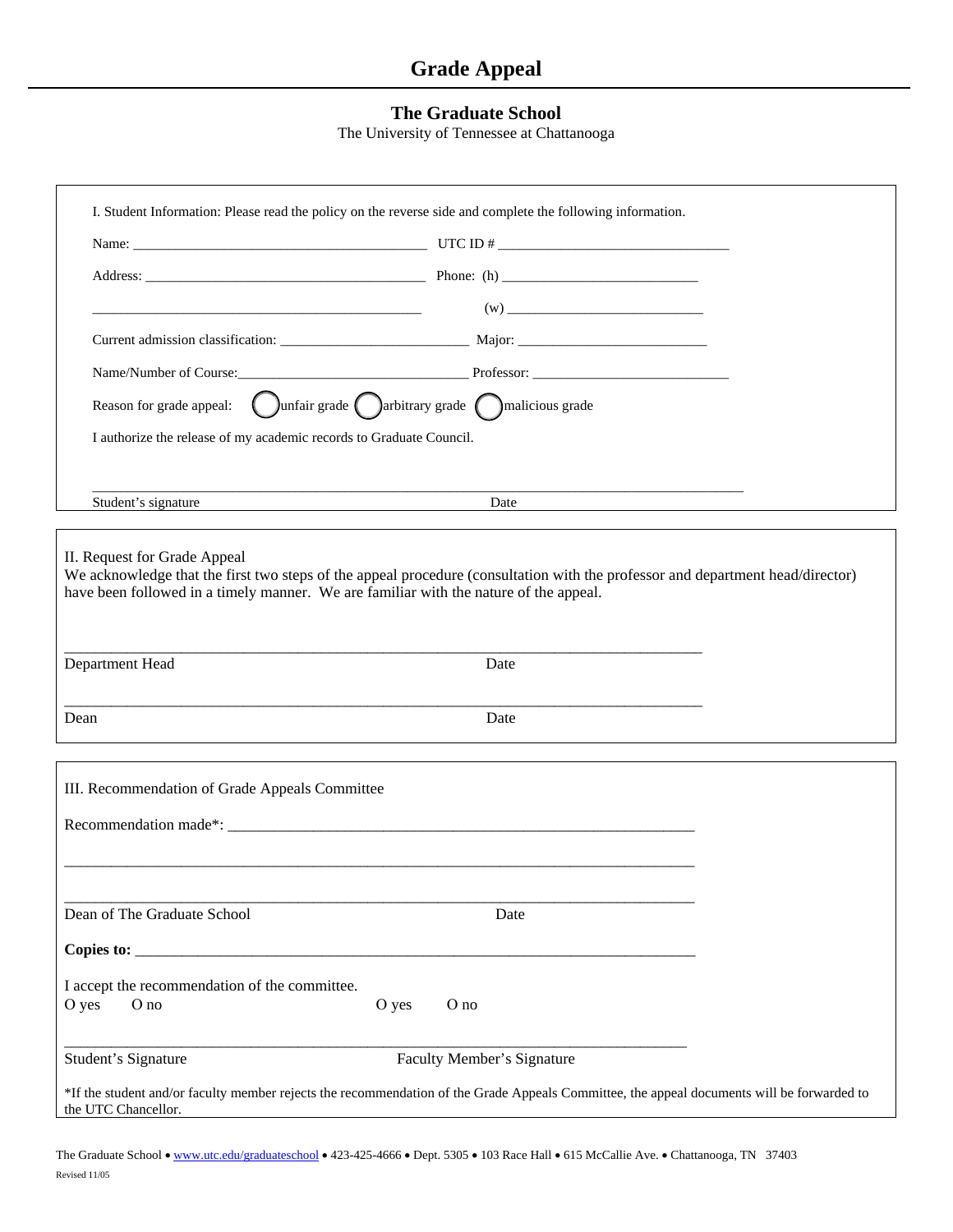# Grade Appeal

## The Graduate School

The University of Tennessee at Chattanooga

I. Student Information: Please read the policy on the reverse side and complete the following information.

Name: ________________________________________ UTC ID # ________________________________

Address: ______________________________________ Phone: (h) ___________________________

_____________________________________________ (w) ___________________________

Current admission classification: __________________________ Major: __________________________

Name/Number of Course:_____________________________ Professor: ___________________________

Reason for grade appeal: ◯ unfair grade ◯ arbitrary grade ◯ malicious grade

I authorize the release of my academic records to Graduate Council.

_______________________________________________________________________________________

Student's signature                                                    Date

II. Request for Grade Appeal

We acknowledge that the first two steps of the appeal procedure (consultation with the professor and department head/director) have been followed in a timely manner. We are familiar with the nature of the appeal.

_______________________________________________________________________________________

Department Head                                                    Date

_______________________________________________________________________________________

Dean                                                    Date

III. Recommendation of Grade Appeals Committee

Recommendation made*: _______________________________________________________________

_______________________________________________________________________________________

_______________________________________________________________________________________

Dean of The Graduate School                                                    Date

**Copies to:** _______________________________________________________________________

I accept the recommendation of the committee.

O yes    O no                                        O yes    O no

_______________________________________________________________________________________

Student's Signature                                        Faculty Member's Signature

*If the student and/or faculty member rejects the recommendation of the Grade Appeals Committee, the appeal documents will be forwarded to the UTC Chancellor.

The Graduate School • www.utc.edu/graduateschool • 423-425-4666 • Dept. 5305 • 103 Race Hall • 615 McCallie Ave. • Chattanooga, TN 37403

Revised 11/05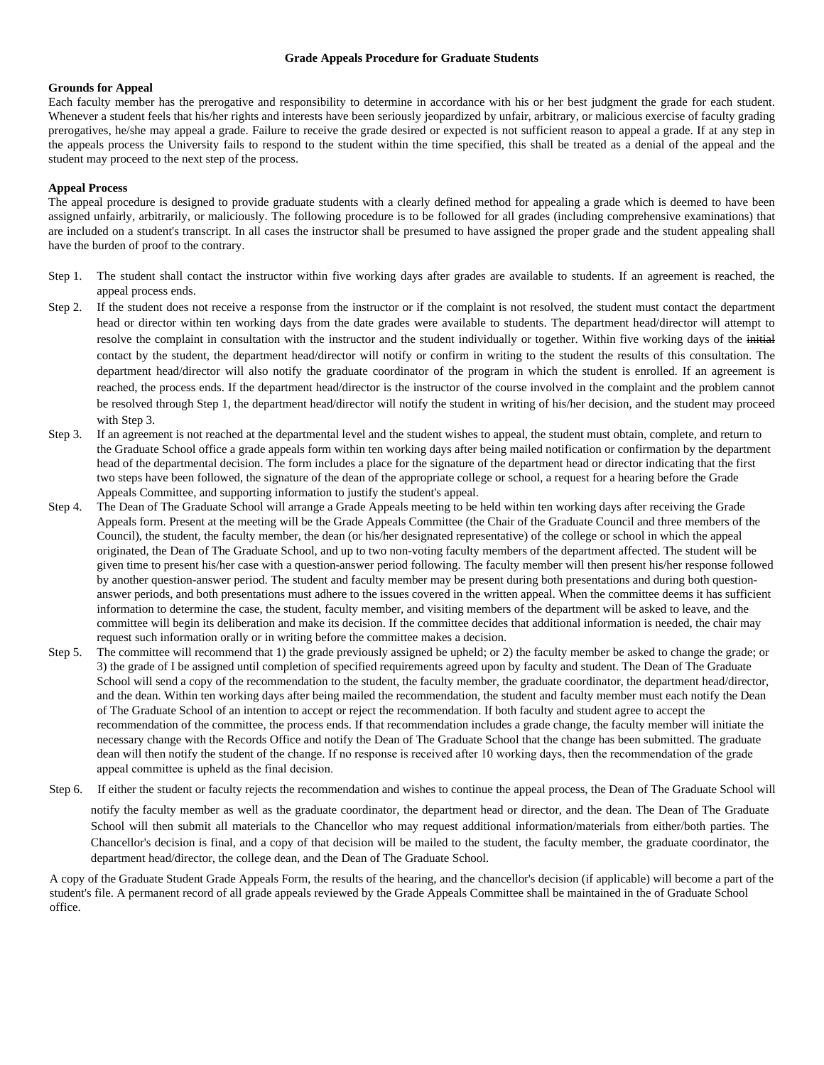**Grade Appeals Procedure for Graduate Students**

**Grounds for Appeal**

Each faculty member has the prerogative and responsibility to determine in accordance with his or her best judgment the grade for each student. Whenever a student feels that his/her rights and interests have been seriously jeopardized by unfair, arbitrary, or malicious exercise of faculty grading prerogatives, he/she may appeal a grade. Failure to receive the grade desired or expected is not sufficient reason to appeal a grade. If at any step in the appeals process the University fails to respond to the student within the time specified, this shall be treated as a denial of the appeal and the student may proceed to the next step of the process.

**Appeal Process**

The appeal procedure is designed to provide graduate students with a clearly defined method for appealing a grade which is deemed to have been assigned unfairly, arbitrarily, or maliciously. The following procedure is to be followed for all grades (including comprehensive examinations) that are included on a student's transcript. In all cases the instructor shall be presumed to have assigned the proper grade and the student appealing shall have the burden of proof to the contrary.

Step 1. The student shall contact the instructor within five working days after grades are available to students. If an agreement is reached, the appeal process ends.

Step 2. If the student does not receive a response from the instructor or if the complaint is not resolved, the student must contact the department head or director within ten working days from the date grades were available to students. The department head/director will attempt to resolve the complaint in consultation with the instructor and the student individually or together. Within five working days of the ~~initial~~ contact by the student, the department head/director will notify or confirm in writing to the student the results of this consultation. The department head/director will also notify the graduate coordinator of the program in which the student is enrolled. If an agreement is reached, the process ends. If the department head/director is the instructor of the course involved in the complaint and the problem cannot be resolved through Step 1, the department head/director will notify the student in writing of his/her decision, and the student may proceed with Step 3.

Step 3. If an agreement is not reached at the departmental level and the student wishes to appeal, the student must obtain, complete, and return to the Graduate School office a grade appeals form within ten working days after being mailed notification or confirmation by the department head of the departmental decision. The form includes a place for the signature of the department head or director indicating that the first two steps have been followed, the signature of the dean of the appropriate college or school, a request for a hearing before the Grade Appeals Committee, and supporting information to justify the student's appeal.

Step 4. The Dean of The Graduate School will arrange a Grade Appeals meeting to be held within ten working days after receiving the Grade Appeals form. Present at the meeting will be the Grade Appeals Committee (the Chair of the Graduate Council and three members of the Council), the student, the faculty member, the dean (or his/her designated representative) of the college or school in which the appeal originated, the Dean of The Graduate School, and up to two non-voting faculty members of the department affected. The student will be given time to present his/her case with a question-answer period following. The faculty member will then present his/her response followed by another question-answer period. The student and faculty member may be present during both presentations and during both question-answer periods, and both presentations must adhere to the issues covered in the written appeal. When the committee deems it has sufficient information to determine the case, the student, faculty member, and visiting members of the department will be asked to leave, and the committee will begin its deliberation and make its decision. If the committee decides that additional information is needed, the chair may request such information orally or in writing before the committee makes a decision.

Step 5. The committee will recommend that 1) the grade previously assigned be upheld; or 2) the faculty member be asked to change the grade; or 3) the grade of I be assigned until completion of specified requirements agreed upon by faculty and student. The Dean of The Graduate School will send a copy of the recommendation to the student, the faculty member, the graduate coordinator, the department head/director, and the dean. Within ten working days after being mailed the recommendation, the student and faculty member must each notify the Dean of The Graduate School of an intention to accept or reject the recommendation. If both faculty and student agree to accept the recommendation of the committee, the process ends. If that recommendation includes a grade change, the faculty member will initiate the necessary change with the Records Office and notify the Dean of The Graduate School that the change has been submitted. The graduate dean will then notify the student of the change. If no response is received after 10 working days, then the recommendation of the grade appeal committee is upheld as the final decision.

Step 6. If either the student or faculty rejects the recommendation and wishes to continue the appeal process, the Dean of The Graduate School will notify the faculty member as well as the graduate coordinator, the department head or director, and the dean. The Dean of The Graduate School will then submit all materials to the Chancellor who may request additional information/materials from either/both parties. The Chancellor's decision is final, and a copy of that decision will be mailed to the student, the faculty member, the graduate coordinator, the department head/director, the college dean, and the Dean of The Graduate School.

A copy of the Graduate Student Grade Appeals Form, the results of the hearing, and the chancellor's decision (if applicable) will become a part of the student's file. A permanent record of all grade appeals reviewed by the Grade Appeals Committee shall be maintained in the of Graduate School office.